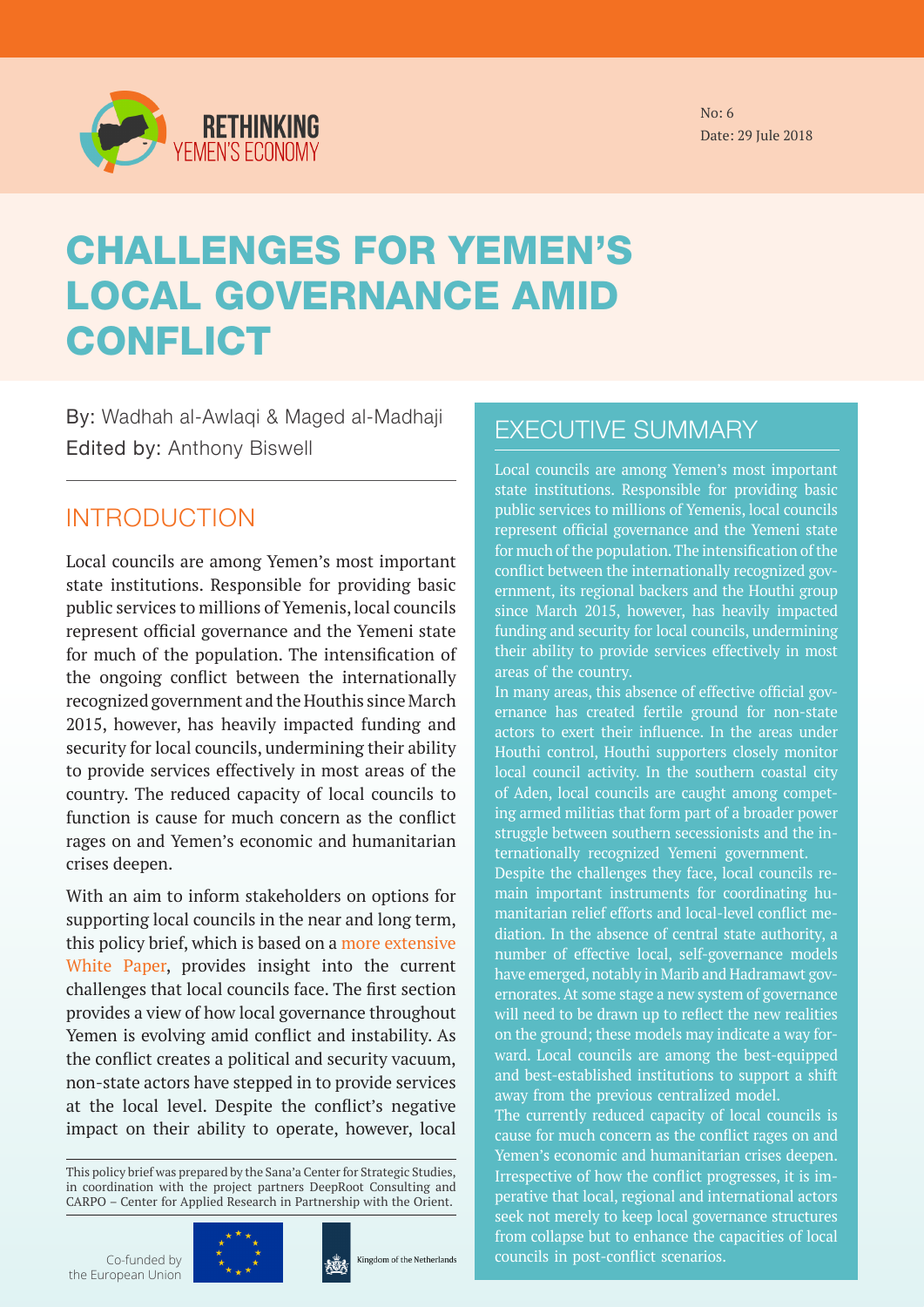RETHINKING YEMEN'S ECONOMY

No: 6
Date: 29 Jule 2018

# CHALLENGES FOR YEMEN'S LOCAL GOVERNANCE AMID CONFLICT

By: Wadhah al-Awlaqi & Maged al-Madhaji
Edited by: Anthony Biswell

## INTRODUCTION

Local councils are among Yemen's most important state institutions. Responsible for providing basic public services to millions of Yemenis, local councils represent official governance and the Yemeni state for much of the population. The intensification of the ongoing conflict between the internationally recognized government and the Houthis since March 2015, however, has heavily impacted funding and security for local councils, undermining their ability to provide services effectively in most areas of the country. The reduced capacity of local councils to function is cause for much concern as the conflict rages on and Yemen's economic and humanitarian crises deepen.

With an aim to inform stakeholders on options for supporting local councils in the near and long term, this policy brief, which is based on a more extensive White Paper, provides insight into the current challenges that local councils face. The first section provides a view of how local governance throughout Yemen is evolving amid conflict and instability. As the conflict creates a political and security vacuum, non-state actors have stepped in to provide services at the local level. Despite the conflict's negative impact on their ability to operate, however, local

This policy brief was prepared by the Sana'a Center for Strategic Studies, in coordination with the project partners DeepRoot Consulting and CARPO – Center for Applied Research in Partnership with the Orient.

Co-funded by the European Union

Kingdom of the Netherlands

## EXECUTIVE SUMMARY

Local councils are among Yemen's most important state institutions. Responsible for providing basic public services to millions of Yemenis, local councils represent official governance and the Yemeni state for much of the population. The intensification of the conflict between the internationally recognized government, its regional backers and the Houthi group since March 2015, however, has heavily impacted funding and security for local councils, undermining their ability to provide services effectively in most areas of the country.

In many areas, this absence of effective official governance has created fertile ground for non-state actors to exert their influence. In the areas under Houthi control, Houthi supporters closely monitor local council activity. In the southern coastal city of Aden, local councils are caught among competing armed militias that form part of a broader power struggle between southern secessionists and the internationally recognized Yemeni government.

Despite the challenges they face, local councils remain important instruments for coordinating humanitarian relief efforts and local-level conflict mediation. In the absence of central state authority, a number of effective local, self-governance models have emerged, notably in Marib and Hadramawt governorates. At some stage a new system of governance will need to be drawn up to reflect the new realities on the ground; these models may indicate a way forward. Local councils are among the best-equipped and best-established institutions to support a shift away from the previous centralized model.

The currently reduced capacity of local councils is cause for much concern as the conflict rages on and Yemen's economic and humanitarian crises deepen. Irrespective of how the conflict progresses, it is imperative that local, regional and international actors seek not merely to keep local governance structures from collapse but to enhance the capacities of local councils in post-conflict scenarios.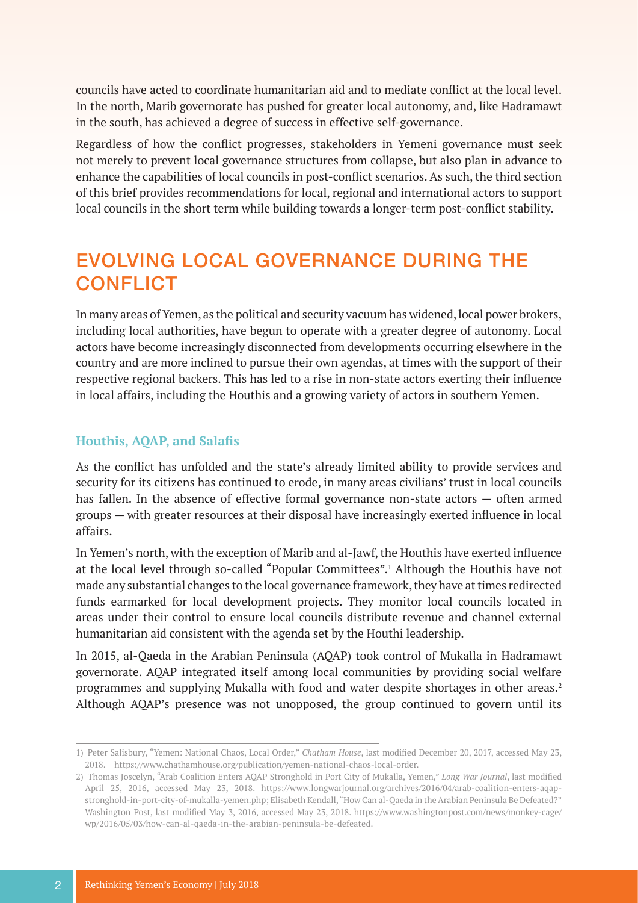councils have acted to coordinate humanitarian aid and to mediate conflict at the local level. In the north, Marib governorate has pushed for greater local autonomy, and, like Hadramawt in the south, has achieved a degree of success in effective self-governance.

Regardless of how the conflict progresses, stakeholders in Yemeni governance must seek not merely to prevent local governance structures from collapse, but also plan in advance to enhance the capabilities of local councils in post-conflict scenarios. As such, the third section of this brief provides recommendations for local, regional and international actors to support local councils in the short term while building towards a longer-term post-conflict stability.

## EVOLVING LOCAL GOVERNANCE DURING THE CONFLICT

In many areas of Yemen, as the political and security vacuum has widened, local power brokers, including local authorities, have begun to operate with a greater degree of autonomy. Local actors have become increasingly disconnected from developments occurring elsewhere in the country and are more inclined to pursue their own agendas, at times with the support of their respective regional backers. This has led to a rise in non-state actors exerting their influence in local affairs, including the Houthis and a growing variety of actors in southern Yemen.

### Houthis, AQAP, and Salafis

As the conflict has unfolded and the state's already limited ability to provide services and security for its citizens has continued to erode, in many areas civilians' trust in local councils has fallen. In the absence of effective formal governance non-state actors — often armed groups — with greater resources at their disposal have increasingly exerted influence in local affairs.

In Yemen's north, with the exception of Marib and al-Jawf, the Houthis have exerted influence at the local level through so-called "Popular Committees".[1] Although the Houthis have not made any substantial changes to the local governance framework, they have at times redirected funds earmarked for local development projects. They monitor local councils located in areas under their control to ensure local councils distribute revenue and channel external humanitarian aid consistent with the agenda set by the Houthi leadership.

In 2015, al-Qaeda in the Arabian Peninsula (AQAP) took control of Mukalla in Hadramawt governorate. AQAP integrated itself among local communities by providing social welfare programmes and supplying Mukalla with food and water despite shortages in other areas.[2] Although AQAP's presence was not unopposed, the group continued to govern until its

---

1) Peter Salisbury, "Yemen: National Chaos, Local Order," *Chatham House*, last modified December 20, 2017, accessed May 23, 2018. https://www.chathamhouse.org/publication/yemen-national-chaos-local-order.

2) Thomas Joscelyn, "Arab Coalition Enters AQAP Stronghold in Port City of Mukalla, Yemen," *Long War Journal*, last modified April 25, 2016, accessed May 23, 2018. https://www.longwarjournal.org/archives/2016/04/arab-coalition-enters-aqap-stronghold-in-port-city-of-mukalla-yemen.php; Elisabeth Kendall, "How Can al-Qaeda in the Arabian Peninsula Be Defeated?" Washington Post, last modified May 3, 2016, accessed May 23, 2018. https://www.washingtonpost.com/news/monkey-cage/wp/2016/05/03/how-can-al-qaeda-in-the-arabian-peninsula-be-defeated.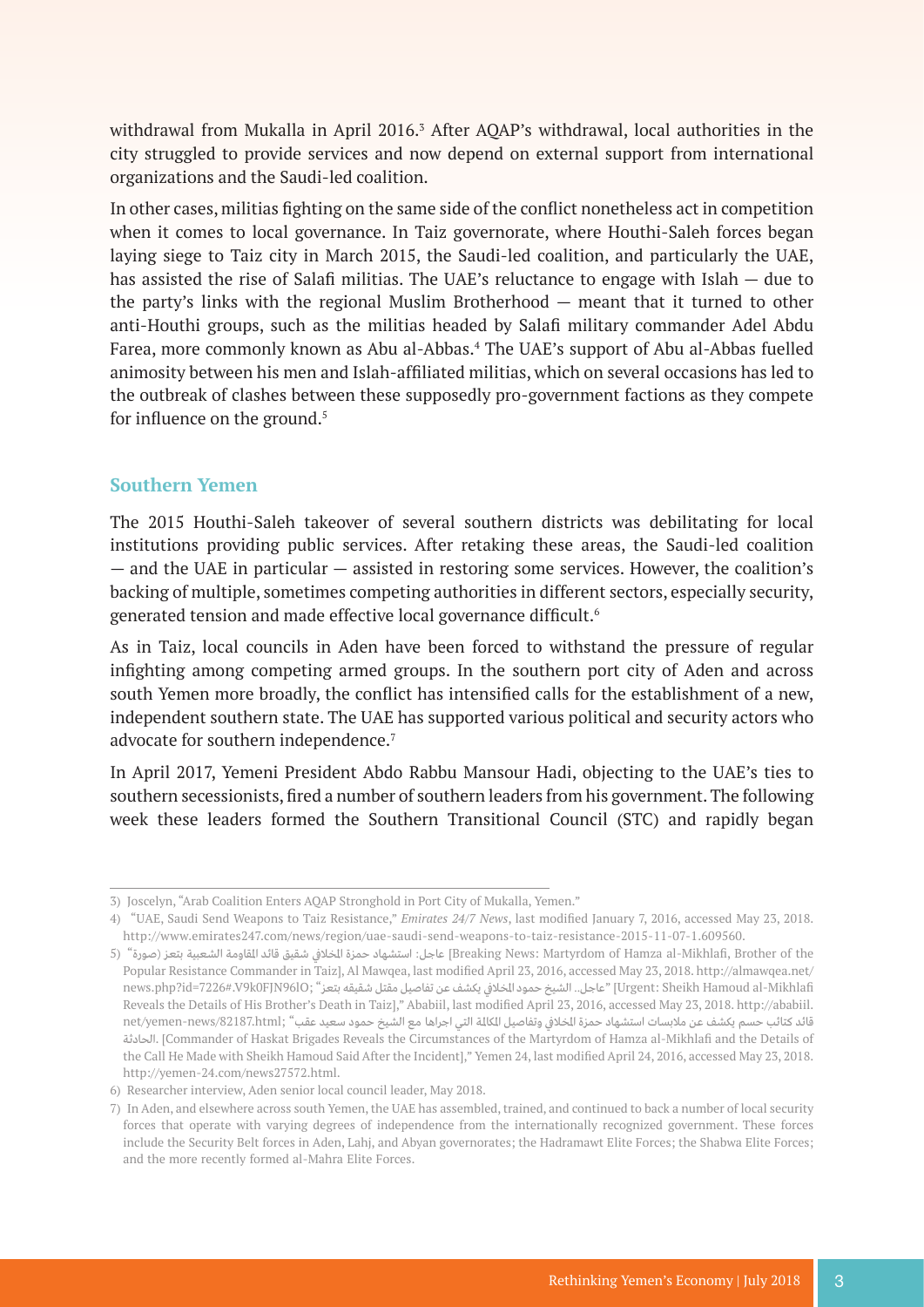withdrawal from Mukalla in April 2016.[3] After AQAP's withdrawal, local authorities in the city struggled to provide services and now depend on external support from international organizations and the Saudi-led coalition.

In other cases, militias fighting on the same side of the conflict nonetheless act in competition when it comes to local governance. In Taiz governorate, where Houthi-Saleh forces began laying siege to Taiz city in March 2015, the Saudi-led coalition, and particularly the UAE, has assisted the rise of Salafi militias. The UAE's reluctance to engage with Islah — due to the party's links with the regional Muslim Brotherhood — meant that it turned to other anti-Houthi groups, such as the militias headed by Salafi military commander Adel Abdu Farea, more commonly known as Abu al-Abbas.[4] The UAE's support of Abu al-Abbas fuelled animosity between his men and Islah-affiliated militias, which on several occasions has led to the outbreak of clashes between these supposedly pro-government factions as they compete for influence on the ground.[5]

## Southern Yemen

The 2015 Houthi-Saleh takeover of several southern districts was debilitating for local institutions providing public services. After retaking these areas, the Saudi-led coalition — and the UAE in particular — assisted in restoring some services. However, the coalition's backing of multiple, sometimes competing authorities in different sectors, especially security, generated tension and made effective local governance difficult.[6]

As in Taiz, local councils in Aden have been forced to withstand the pressure of regular infighting among competing armed groups. In the southern port city of Aden and across south Yemen more broadly, the conflict has intensified calls for the establishment of a new, independent southern state. The UAE has supported various political and security actors who advocate for southern independence.[7]

In April 2017, Yemeni President Abdo Rabbu Mansour Hadi, objecting to the UAE's ties to southern secessionists, fired a number of southern leaders from his government. The following week these leaders formed the Southern Transitional Council (STC) and rapidly began

---

3) Joscelyn, "Arab Coalition Enters AQAP Stronghold in Port City of Mukalla, Yemen."

4) "UAE, Saudi Send Weapons to Taiz Resistance," *Emirates 24/7 News*, last modified January 7, 2016, accessed May 23, 2018. http://www.emirates247.com/news/region/uae-saudi-send-weapons-to-taiz-resistance-2015-11-07-1.609560.

5) "عاجل: استشهاد حمزة المخلافي شقيق قائد المقاومة الشعبية بتعز (صورة)" [Breaking News: Martyrdom of Hamza al-Mikhlafi, Brother of the Popular Resistance Commander in Taiz], Al Mawqea, last modified April 23, 2016, accessed May 23, 2018. http://almawqea.net/news.php?id=7226#.V9k0FJN96lO; "عاجل.. الشيخ حمود المخلافي يكشف عن تفاصيل مقتل شقيقه بتعز" [Urgent: Sheikh Hamoud al-Mikhlafi Reveals the Details of His Brother's Death in Taiz]," Ababiil, last modified April 23, 2016, accessed May 23, 2018. http://ababiil.net/yemen-news/82187.html; "قائد كتائب حسم يكشف عن ملابسات استشهاد حمزة المخلافي وتفاصيل المكالمة التي اجراها مع الشيخ حمود سعيد عقب الحادثة." [Commander of Haskat Brigades Reveals the Circumstances of the Martyrdom of Hamza al-Mikhlafi and the Details of the Call He Made with Sheikh Hamoud Said After the Incident]," Yemen 24, last modified April 24, 2016, accessed May 23, 2018. http://yemen-24.com/news27572.html.

6) Researcher interview, Aden senior local council leader, May 2018.

7) In Aden, and elsewhere across south Yemen, the UAE has assembled, trained, and continued to back a number of local security forces that operate with varying degrees of independence from the internationally recognized government. These forces include the Security Belt forces in Aden, Lahj, and Abyan governorates; the Hadramawt Elite Forces; the Shabwa Elite Forces; and the more recently formed al-Mahra Elite Forces.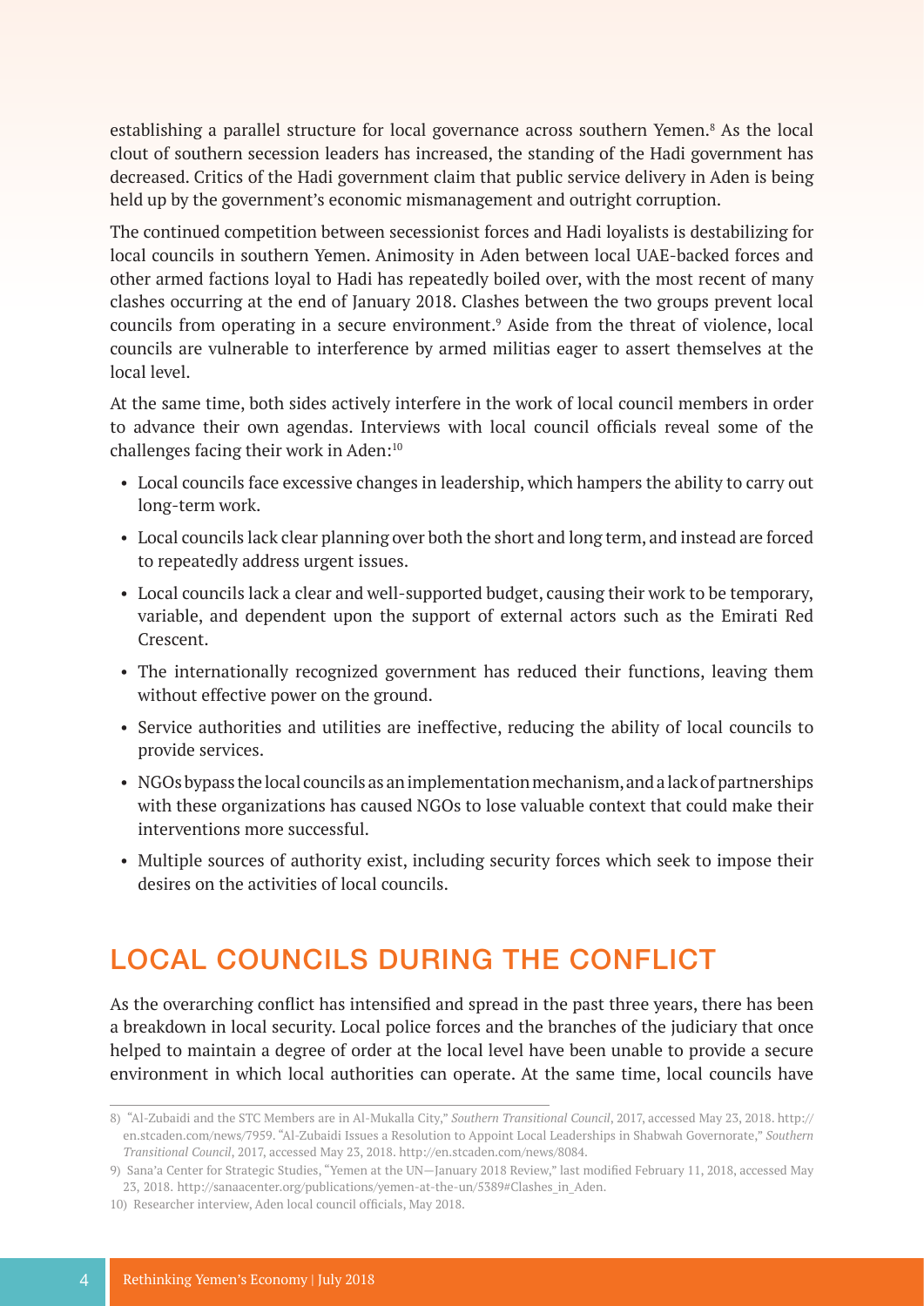establishing a parallel structure for local governance across southern Yemen.[8] As the local clout of southern secession leaders has increased, the standing of the Hadi government has decreased. Critics of the Hadi government claim that public service delivery in Aden is being held up by the government's economic mismanagement and outright corruption.

The continued competition between secessionist forces and Hadi loyalists is destabilizing for local councils in southern Yemen. Animosity in Aden between local UAE-backed forces and other armed factions loyal to Hadi has repeatedly boiled over, with the most recent of many clashes occurring at the end of January 2018. Clashes between the two groups prevent local councils from operating in a secure environment.[9] Aside from the threat of violence, local councils are vulnerable to interference by armed militias eager to assert themselves at the local level.

At the same time, both sides actively interfere in the work of local council members in order to advance their own agendas. Interviews with local council officials reveal some of the challenges facing their work in Aden:[10]

- Local councils face excessive changes in leadership, which hampers the ability to carry out long-term work.
- Local councils lack clear planning over both the short and long term, and instead are forced to repeatedly address urgent issues.
- Local councils lack a clear and well-supported budget, causing their work to be temporary, variable, and dependent upon the support of external actors such as the Emirati Red Crescent.
- The internationally recognized government has reduced their functions, leaving them without effective power on the ground.
- Service authorities and utilities are ineffective, reducing the ability of local councils to provide services.
- NGOs bypass the local councils as an implementation mechanism, and a lack of partnerships with these organizations has caused NGOs to lose valuable context that could make their interventions more successful.
- Multiple sources of authority exist, including security forces which seek to impose their desires on the activities of local councils.

## LOCAL COUNCILS DURING THE CONFLICT

As the overarching conflict has intensified and spread in the past three years, there has been a breakdown in local security. Local police forces and the branches of the judiciary that once helped to maintain a degree of order at the local level have been unable to provide a secure environment in which local authorities can operate. At the same time, local councils have

---

8) "Al-Zubaidi and the STC Members are in Al-Mukalla City," *Southern Transitional Council*, 2017, accessed May 23, 2018. http://en.stcaden.com/news/7959. "Al-Zubaidi Issues a Resolution to Appoint Local Leaderships in Shabwah Governorate," *Southern Transitional Council*, 2017, accessed May 23, 2018. http://en.stcaden.com/news/8084.

9) Sana'a Center for Strategic Studies, "Yemen at the UN—January 2018 Review," last modified February 11, 2018, accessed May 23, 2018. http://sanaacenter.org/publications/yemen-at-the-un/5389#Clashes_in_Aden.

10) Researcher interview, Aden local council officials, May 2018.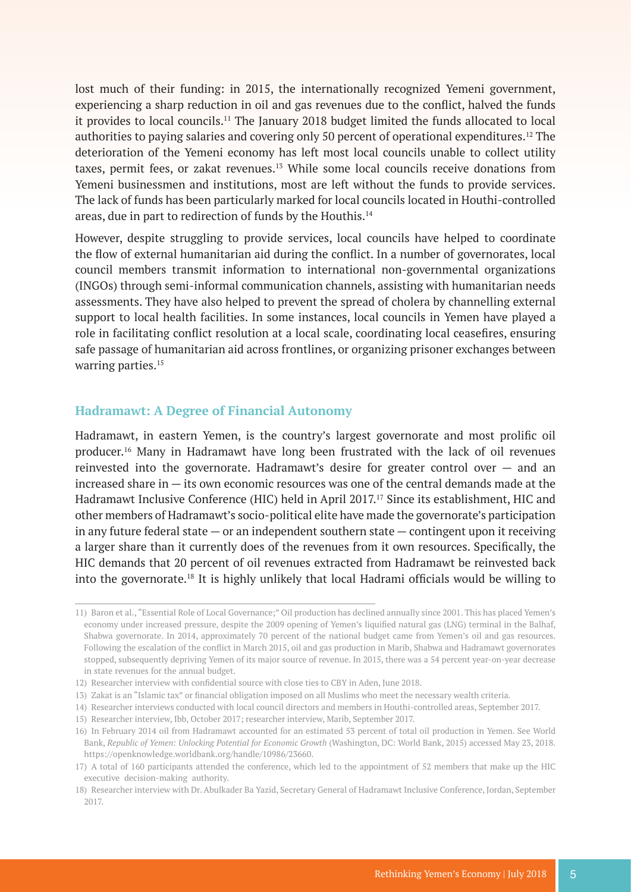lost much of their funding: in 2015, the internationally recognized Yemeni government, experiencing a sharp reduction in oil and gas revenues due to the conflict, halved the funds it provides to local councils.[11] The January 2018 budget limited the funds allocated to local authorities to paying salaries and covering only 50 percent of operational expenditures.[12] The deterioration of the Yemeni economy has left most local councils unable to collect utility taxes, permit fees, or zakat revenues.[13] While some local councils receive donations from Yemeni businessmen and institutions, most are left without the funds to provide services. The lack of funds has been particularly marked for local councils located in Houthi-controlled areas, due in part to redirection of funds by the Houthis.[14]

However, despite struggling to provide services, local councils have helped to coordinate the flow of external humanitarian aid during the conflict. In a number of governorates, local council members transmit information to international non-governmental organizations (INGOs) through semi-informal communication channels, assisting with humanitarian needs assessments. They have also helped to prevent the spread of cholera by channelling external support to local health facilities. In some instances, local councils in Yemen have played a role in facilitating conflict resolution at a local scale, coordinating local ceasefires, ensuring safe passage of humanitarian aid across frontlines, or organizing prisoner exchanges between warring parties.[15]

## Hadramawt: A Degree of Financial Autonomy

Hadramawt, in eastern Yemen, is the country's largest governorate and most prolific oil producer.[16] Many in Hadramawt have long been frustrated with the lack of oil revenues reinvested into the governorate. Hadramawt's desire for greater control over — and an increased share in — its own economic resources was one of the central demands made at the Hadramawt Inclusive Conference (HIC) held in April 2017.[17] Since its establishment, HIC and other members of Hadramawt's socio-political elite have made the governorate's participation in any future federal state — or an independent southern state — contingent upon it receiving a larger share than it currently does of the revenues from it own resources. Specifically, the HIC demands that 20 percent of oil revenues extracted from Hadramawt be reinvested back into the governorate.[18] It is highly unlikely that local Hadrami officials would be willing to

---

11) Baron et al., "Essential Role of Local Governance;" Oil production has declined annually since 2001. This has placed Yemen's economy under increased pressure, despite the 2009 opening of Yemen's liquified natural gas (LNG) terminal in the Balhaf, Shabwa governorate. In 2014, approximately 70 percent of the national budget came from Yemen's oil and gas resources. Following the escalation of the conflict in March 2015, oil and gas production in Marib, Shabwa and Hadramawt governorates stopped, subsequently depriving Yemen of its major source of revenue. In 2015, there was a 54 percent year-on-year decrease in state revenues for the annual budget.

12) Researcher interview with confidential source with close ties to CBY in Aden, June 2018.

13) Zakat is an "Islamic tax" or financial obligation imposed on all Muslims who meet the necessary wealth criteria.

14) Researcher interviews conducted with local council directors and members in Houthi-controlled areas, September 2017.

15) Researcher interview, Ibb, October 2017; researcher interview, Marib, September 2017.

16) In February 2014 oil from Hadramawt accounted for an estimated 53 percent of total oil production in Yemen. See World Bank, *Republic of Yemen: Unlocking Potential for Economic Growth* (Washington, DC: World Bank, 2015) accessed May 23, 2018. https://openknowledge.worldbank.org/handle/10986/23660.

17) A total of 160 participants attended the conference, which led to the appointment of 52 members that make up the HIC executive decision-making authority.

18) Researcher interview with Dr. Abulkader Ba Yazid, Secretary General of Hadramawt Inclusive Conference, Jordan, September 2017.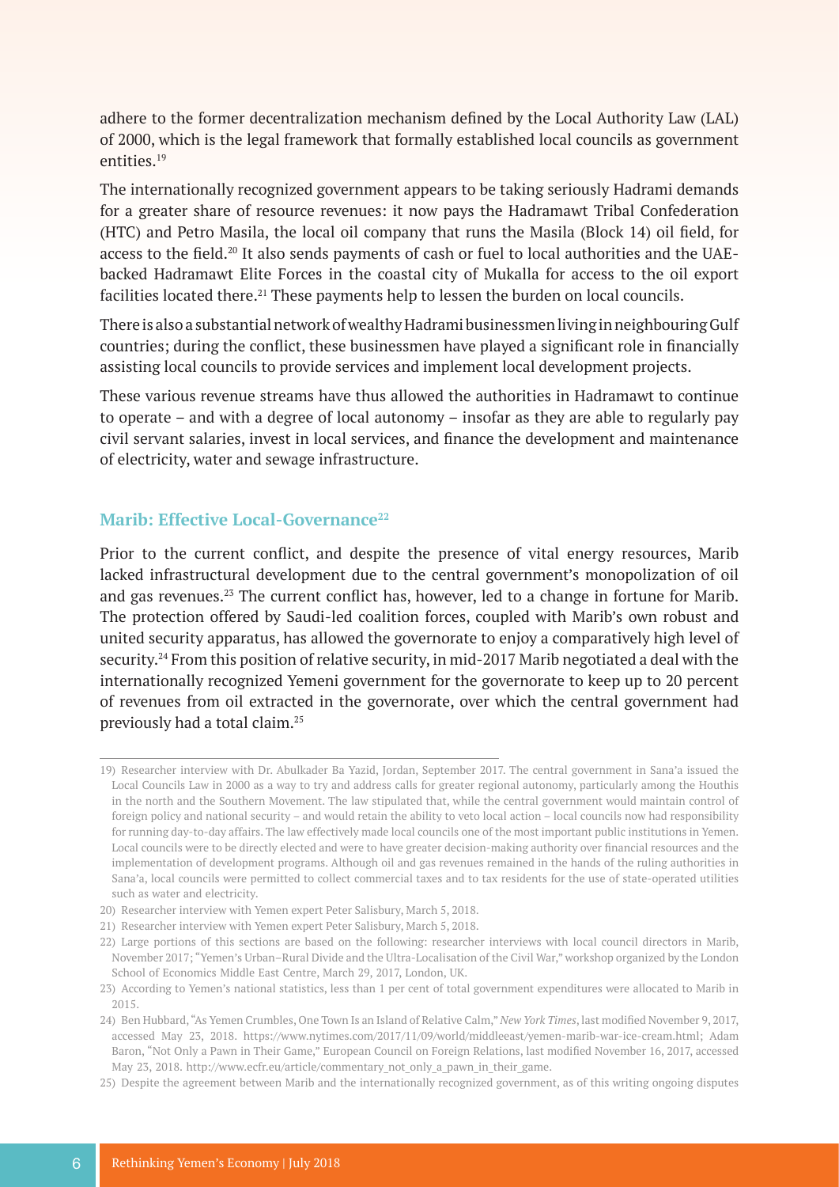adhere to the former decentralization mechanism defined by the Local Authority Law (LAL) of 2000, which is the legal framework that formally established local councils as government entities.[19]

The internationally recognized government appears to be taking seriously Hadrami demands for a greater share of resource revenues: it now pays the Hadramawt Tribal Confederation (HTC) and Petro Masila, the local oil company that runs the Masila (Block 14) oil field, for access to the field.[20] It also sends payments of cash or fuel to local authorities and the UAE-backed Hadramawt Elite Forces in the coastal city of Mukalla for access to the oil export facilities located there.[21] These payments help to lessen the burden on local councils.

There is also a substantial network of wealthy Hadrami businessmen living in neighbouring Gulf countries; during the conflict, these businessmen have played a significant role in financially assisting local councils to provide services and implement local development projects.

These various revenue streams have thus allowed the authorities in Hadramawt to continue to operate – and with a degree of local autonomy – insofar as they are able to regularly pay civil servant salaries, invest in local services, and finance the development and maintenance of electricity, water and sewage infrastructure.

### Marib: Effective Local-Governance[22]

Prior to the current conflict, and despite the presence of vital energy resources, Marib lacked infrastructural development due to the central government's monopolization of oil and gas revenues.[23] The current conflict has, however, led to a change in fortune for Marib. The protection offered by Saudi-led coalition forces, coupled with Marib's own robust and united security apparatus, has allowed the governorate to enjoy a comparatively high level of security.[24] From this position of relative security, in mid-2017 Marib negotiated a deal with the internationally recognized Yemeni government for the governorate to keep up to 20 percent of revenues from oil extracted in the governorate, over which the central government had previously had a total claim.[25]

---

19) Researcher interview with Dr. Abulkader Ba Yazid, Jordan, September 2017. The central government in Sana'a issued the Local Councils Law in 2000 as a way to try and address calls for greater regional autonomy, particularly among the Houthis in the north and the Southern Movement. The law stipulated that, while the central government would maintain control of foreign policy and national security – and would retain the ability to veto local action – local councils now had responsibility for running day-to-day affairs. The law effectively made local councils one of the most important public institutions in Yemen. Local councils were to be directly elected and were to have greater decision-making authority over financial resources and the implementation of development programs. Although oil and gas revenues remained in the hands of the ruling authorities in Sana'a, local councils were permitted to collect commercial taxes and to tax residents for the use of state-operated utilities such as water and electricity.

20) Researcher interview with Yemen expert Peter Salisbury, March 5, 2018.

21) Researcher interview with Yemen expert Peter Salisbury, March 5, 2018.

22) Large portions of this sections are based on the following: researcher interviews with local council directors in Marib, November 2017; "Yemen's Urban–Rural Divide and the Ultra-Localisation of the Civil War," workshop organized by the London School of Economics Middle East Centre, March 29, 2017, London, UK.

23) According to Yemen's national statistics, less than 1 per cent of total government expenditures were allocated to Marib in 2015.

24) Ben Hubbard, "As Yemen Crumbles, One Town Is an Island of Relative Calm," *New York Times*, last modified November 9, 2017, accessed May 23, 2018. https://www.nytimes.com/2017/11/09/world/middleeast/yemen-marib-war-ice-cream.html; Adam Baron, "Not Only a Pawn in Their Game," European Council on Foreign Relations, last modified November 16, 2017, accessed May 23, 2018. http://www.ecfr.eu/article/commentary_not_only_a_pawn_in_their_game.

25) Despite the agreement between Marib and the internationally recognized government, as of this writing ongoing disputes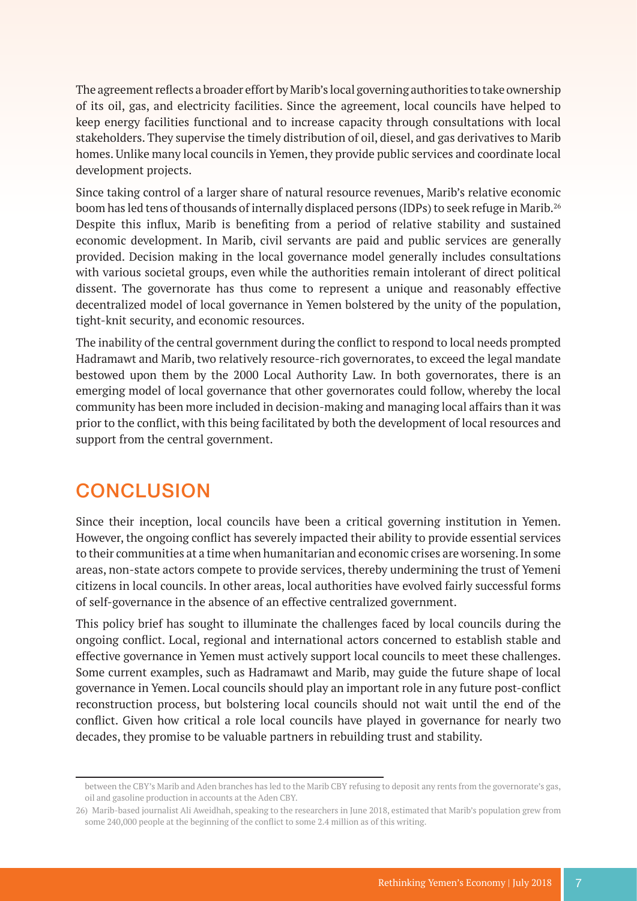The agreement reflects a broader effort by Marib's local governing authorities to take ownership of its oil, gas, and electricity facilities. Since the agreement, local councils have helped to keep energy facilities functional and to increase capacity through consultations with local stakeholders. They supervise the timely distribution of oil, diesel, and gas derivatives to Marib homes. Unlike many local councils in Yemen, they provide public services and coordinate local development projects.

Since taking control of a larger share of natural resource revenues, Marib's relative economic boom has led tens of thousands of internally displaced persons (IDPs) to seek refuge in Marib.[26] Despite this influx, Marib is benefiting from a period of relative stability and sustained economic development. In Marib, civil servants are paid and public services are generally provided. Decision making in the local governance model generally includes consultations with various societal groups, even while the authorities remain intolerant of direct political dissent. The governorate has thus come to represent a unique and reasonably effective decentralized model of local governance in Yemen bolstered by the unity of the population, tight-knit security, and economic resources.

The inability of the central government during the conflict to respond to local needs prompted Hadramawt and Marib, two relatively resource-rich governorates, to exceed the legal mandate bestowed upon them by the 2000 Local Authority Law. In both governorates, there is an emerging model of local governance that other governorates could follow, whereby the local community has been more included in decision-making and managing local affairs than it was prior to the conflict, with this being facilitated by both the development of local resources and support from the central government.

## CONCLUSION

Since their inception, local councils have been a critical governing institution in Yemen. However, the ongoing conflict has severely impacted their ability to provide essential services to their communities at a time when humanitarian and economic crises are worsening. In some areas, non-state actors compete to provide services, thereby undermining the trust of Yemeni citizens in local councils. In other areas, local authorities have evolved fairly successful forms of self-governance in the absence of an effective centralized government.

This policy brief has sought to illuminate the challenges faced by local councils during the ongoing conflict. Local, regional and international actors concerned to establish stable and effective governance in Yemen must actively support local councils to meet these challenges. Some current examples, such as Hadramawt and Marib, may guide the future shape of local governance in Yemen. Local councils should play an important role in any future post-conflict reconstruction process, but bolstering local councils should not wait until the end of the conflict. Given how critical a role local councils have played in governance for nearly two decades, they promise to be valuable partners in rebuilding trust and stability.

---

between the CBY's Marib and Aden branches has led to the Marib CBY refusing to deposit any rents from the governorate's gas, oil and gasoline production in accounts at the Aden CBY.

26) Marib-based journalist Ali Aweidhah, speaking to the researchers in June 2018, estimated that Marib's population grew from some 240,000 people at the beginning of the conflict to some 2.4 million as of this writing.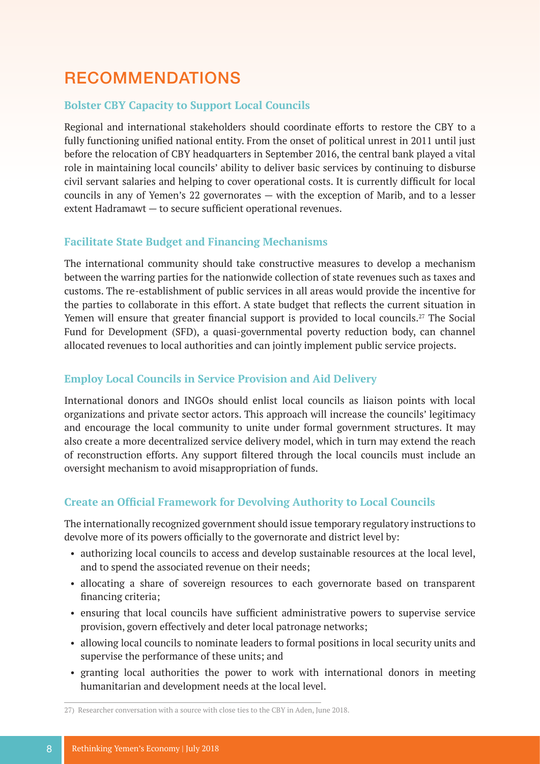# RECOMMENDATIONS

### Bolster CBY Capacity to Support Local Councils

Regional and international stakeholders should coordinate efforts to restore the CBY to a fully functioning unified national entity. From the onset of political unrest in 2011 until just before the relocation of CBY headquarters in September 2016, the central bank played a vital role in maintaining local councils' ability to deliver basic services by continuing to disburse civil servant salaries and helping to cover operational costs. It is currently difficult for local councils in any of Yemen's 22 governorates — with the exception of Marib, and to a lesser extent Hadramawt — to secure sufficient operational revenues.

### Facilitate State Budget and Financing Mechanisms

The international community should take constructive measures to develop a mechanism between the warring parties for the nationwide collection of state revenues such as taxes and customs. The re-establishment of public services in all areas would provide the incentive for the parties to collaborate in this effort. A state budget that reflects the current situation in Yemen will ensure that greater financial support is provided to local councils.[27] The Social Fund for Development (SFD), a quasi-governmental poverty reduction body, can channel allocated revenues to local authorities and can jointly implement public service projects.

### Employ Local Councils in Service Provision and Aid Delivery

International donors and INGOs should enlist local councils as liaison points with local organizations and private sector actors. This approach will increase the councils' legitimacy and encourage the local community to unite under formal government structures. It may also create a more decentralized service delivery model, which in turn may extend the reach of reconstruction efforts. Any support filtered through the local councils must include an oversight mechanism to avoid misappropriation of funds.

### Create an Official Framework for Devolving Authority to Local Councils

The internationally recognized government should issue temporary regulatory instructions to devolve more of its powers officially to the governorate and district level by:

- authorizing local councils to access and develop sustainable resources at the local level, and to spend the associated revenue on their needs;
- allocating a share of sovereign resources to each governorate based on transparent financing criteria;
- ensuring that local councils have sufficient administrative powers to supervise service provision, govern effectively and deter local patronage networks;
- allowing local councils to nominate leaders to formal positions in local security units and supervise the performance of these units; and
- granting local authorities the power to work with international donors in meeting humanitarian and development needs at the local level.

---

27) Researcher conversation with a source with close ties to the CBY in Aden, June 2018.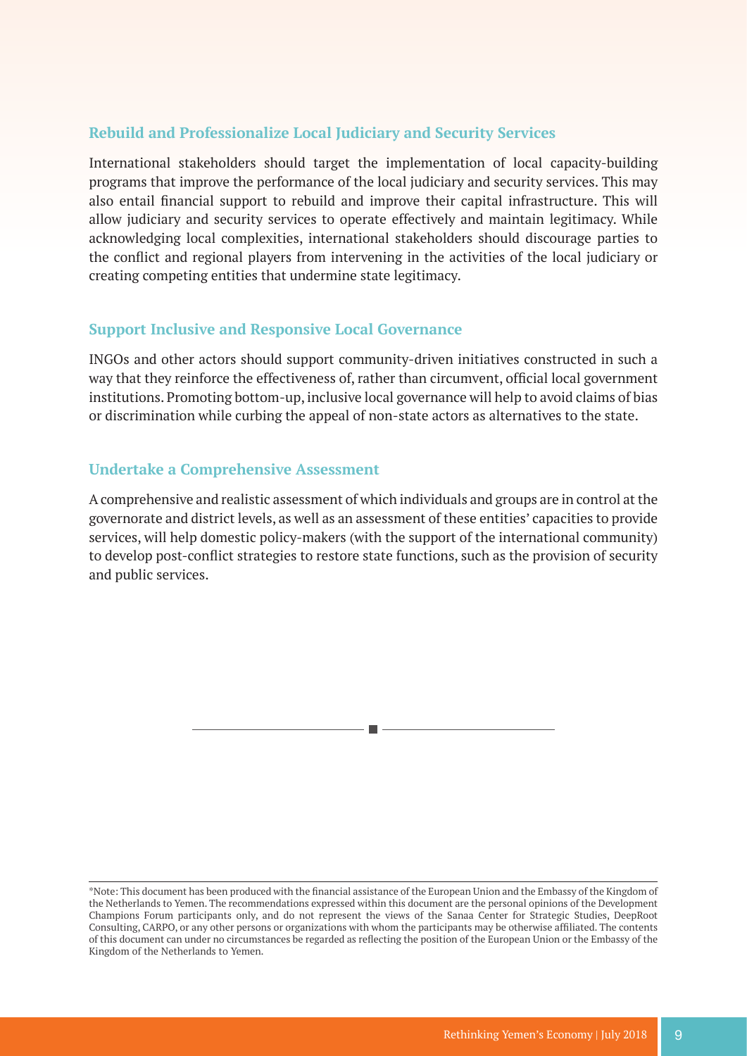### Rebuild and Professionalize Local Judiciary and Security Services

International stakeholders should target the implementation of local capacity-building programs that improve the performance of the local judiciary and security services. This may also entail financial support to rebuild and improve their capital infrastructure. This will allow judiciary and security services to operate effectively and maintain legitimacy. While acknowledging local complexities, international stakeholders should discourage parties to the conflict and regional players from intervening in the activities of the local judiciary or creating competing entities that undermine state legitimacy.

### Support Inclusive and Responsive Local Governance

INGOs and other actors should support community-driven initiatives constructed in such a way that they reinforce the effectiveness of, rather than circumvent, official local government institutions. Promoting bottom-up, inclusive local governance will help to avoid claims of bias or discrimination while curbing the appeal of non-state actors as alternatives to the state.

### Undertake a Comprehensive Assessment

A comprehensive and realistic assessment of which individuals and groups are in control at the governorate and district levels, as well as an assessment of these entities' capacities to provide services, will help domestic policy-makers (with the support of the international community) to develop post-conflict strategies to restore state functions, such as the provision of security and public services.

---

*Note: This document has been produced with the financial assistance of the European Union and the Embassy of the Kingdom of the Netherlands to Yemen. The recommendations expressed within this document are the personal opinions of the Development Champions Forum participants only, and do not represent the views of the Sanaa Center for Strategic Studies, DeepRoot Consulting, CARPO, or any other persons or organizations with whom the participants may be otherwise affiliated. The contents of this document can under no circumstances be regarded as reflecting the position of the European Union or the Embassy of the Kingdom of the Netherlands to Yemen.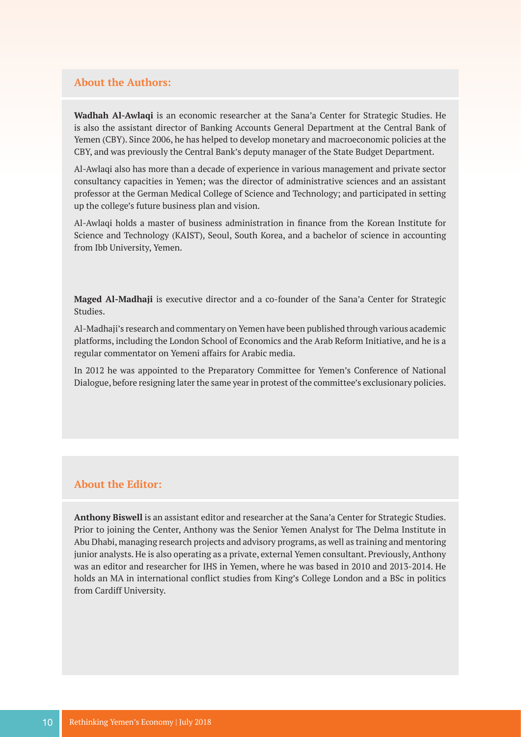## About the Authors:

**Wadhah Al-Awlaqi** is an economic researcher at the Sana'a Center for Strategic Studies. He is also the assistant director of Banking Accounts General Department at the Central Bank of Yemen (CBY). Since 2006, he has helped to develop monetary and macroeconomic policies at the CBY, and was previously the Central Bank's deputy manager of the State Budget Department.

Al-Awlaqi also has more than a decade of experience in various management and private sector consultancy capacities in Yemen; was the director of administrative sciences and an assistant professor at the German Medical College of Science and Technology; and participated in setting up the college's future business plan and vision.

Al-Awlaqi holds a master of business administration in finance from the Korean Institute for Science and Technology (KAIST), Seoul, South Korea, and a bachelor of science in accounting from Ibb University, Yemen.

**Maged Al-Madhaji** is executive director and a co-founder of the Sana'a Center for Strategic Studies.

Al-Madhaji's research and commentary on Yemen have been published through various academic platforms, including the London School of Economics and the Arab Reform Initiative, and he is a regular commentator on Yemeni affairs for Arabic media.

In 2012 he was appointed to the Preparatory Committee for Yemen's Conference of National Dialogue, before resigning later the same year in protest of the committee's exclusionary policies.

## About the Editor:

**Anthony Biswell** is an assistant editor and researcher at the Sana'a Center for Strategic Studies. Prior to joining the Center, Anthony was the Senior Yemen Analyst for The Delma Institute in Abu Dhabi, managing research projects and advisory programs, as well as training and mentoring junior analysts. He is also operating as a private, external Yemen consultant. Previously, Anthony was an editor and researcher for IHS in Yemen, where he was based in 2010 and 2013-2014. He holds an MA in international conflict studies from King's College London and a BSc in politics from Cardiff University.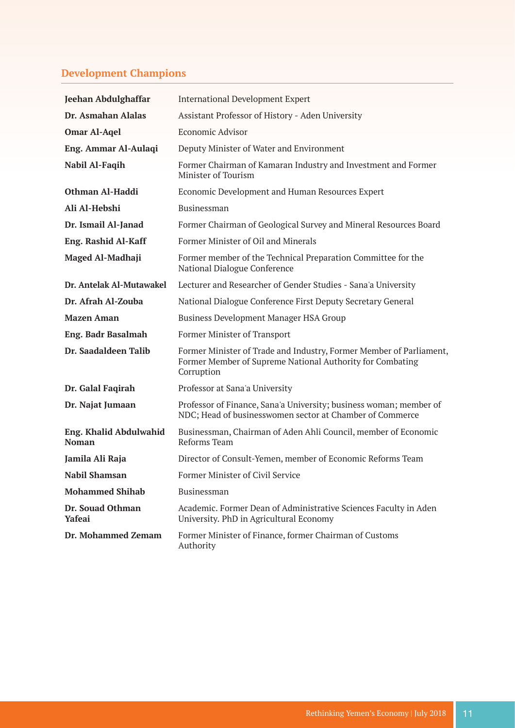## Development Champions

| | |
|---|---|
| **Jeehan Abdulghaffar** | International Development Expert |
| **Dr. Asmahan Alalas** | Assistant Professor of History - Aden University |
| **Omar Al-Aqel** | Economic Advisor |
| **Eng. Ammar Al-Aulaqi** | Deputy Minister of Water and Environment |
| **Nabil Al-Faqih** | Former Chairman of Kamaran Industry and Investment and Former Minister of Tourism |
| **Othman Al-Haddi** | Economic Development and Human Resources Expert |
| **Ali Al-Hebshi** | Businessman |
| **Dr. Ismail Al-Janad** | Former Chairman of Geological Survey and Mineral Resources Board |
| **Eng. Rashid Al-Kaff** | Former Minister of Oil and Minerals |
| **Maged Al-Madhaji** | Former member of the Technical Preparation Committee for the National Dialogue Conference |
| **Dr. Antelak Al-Mutawakel** | Lecturer and Researcher of Gender Studies - Sana'a University |
| **Dr. Afrah Al-Zouba** | National Dialogue Conference First Deputy Secretary General |
| **Mazen Aman** | Business Development Manager HSA Group |
| **Eng. Badr Basalmah** | Former Minister of Transport |
| **Dr. Saadaldeen Talib** | Former Minister of Trade and Industry, Former Member of Parliament, Former Member of Supreme National Authority for Combating Corruption |
| **Dr. Galal Faqirah** | Professor at Sana'a University |
| **Dr. Najat Jumaan** | Professor of Finance, Sana'a University; business woman; member of NDC; Head of businesswomen sector at Chamber of Commerce |
| **Eng. Khalid Abdulwahid Noman** | Businessman, Chairman of Aden Ahli Council, member of Economic Reforms Team |
| **Jamila Ali Raja** | Director of Consult-Yemen, member of Economic Reforms Team |
| **Nabil Shamsan** | Former Minister of Civil Service |
| **Mohammed Shihab** | Businessman |
| **Dr. Souad Othman Yafeai** | Academic. Former Dean of Administrative Sciences Faculty in Aden University. PhD in Agricultural Economy |
| **Dr. Mohammed Zemam** | Former Minister of Finance, former Chairman of Customs Authority |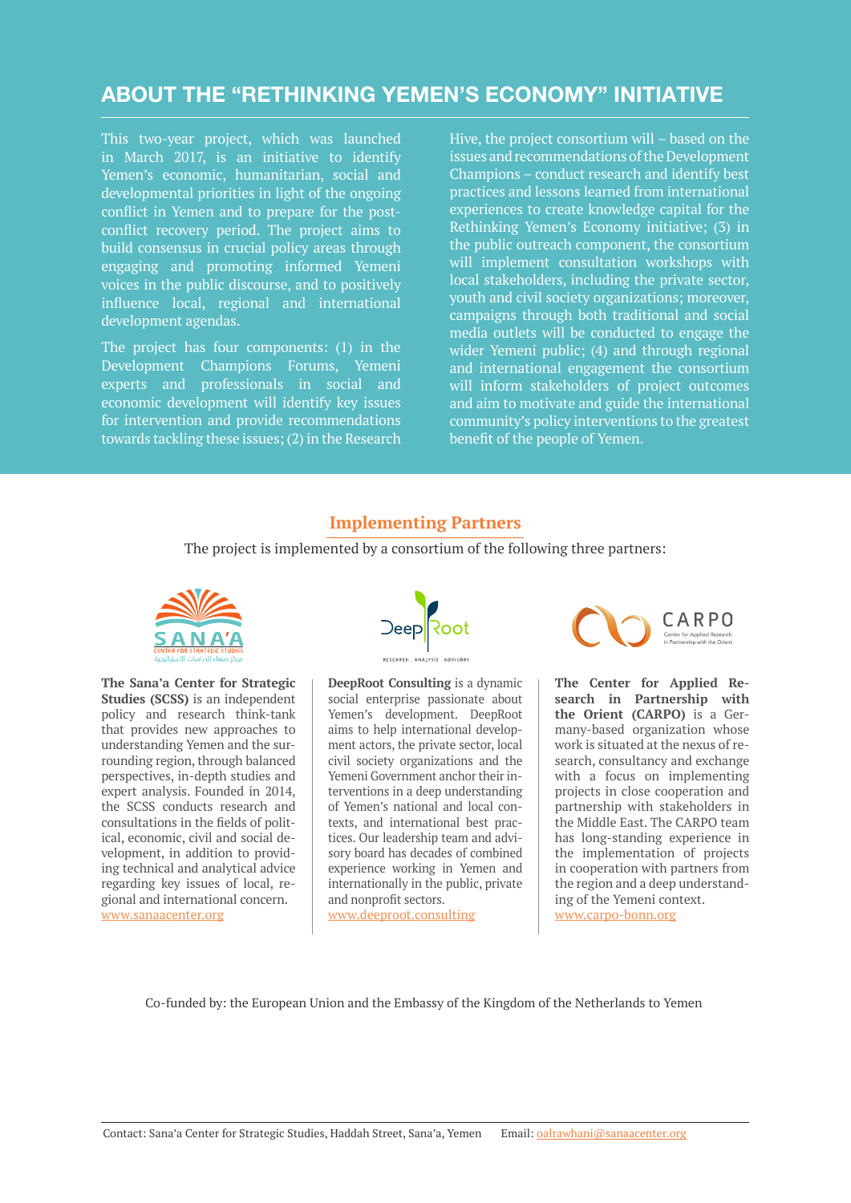## ABOUT THE "RETHINKING YEMEN'S ECONOMY" INITIATIVE

This two-year project, which was launched in March 2017, is an initiative to identify Yemen's economic, humanitarian, social and developmental priorities in light of the ongoing conflict in Yemen and to prepare for the post-conflict recovery period. The project aims to build consensus in crucial policy areas through engaging and promoting informed Yemeni voices in the public discourse, and to positively influence local, regional and international development agendas.

The project has four components: (1) in the Development Champions Forums, Yemeni experts and professionals in social and economic development will identify key issues for intervention and provide recommendations towards tackling these issues; (2) in the Research Hive, the project consortium will – based on the issues and recommendations of the Development Champions – conduct research and identify best practices and lessons learned from international experiences to create knowledge capital for the Rethinking Yemen's Economy initiative; (3) in the public outreach component, the consortium will implement consultation workshops with local stakeholders, including the private sector, youth and civil society organizations; moreover, campaigns through both traditional and social media outlets will be conducted to engage the wider Yemeni public; (4) and through regional and international engagement the consortium will inform stakeholders of project outcomes and aim to motivate and guide the international community's policy interventions to the greatest benefit of the people of Yemen.

### Implementing Partners

The project is implemented by a consortium of the following three partners:

**The Sana'a Center for Strategic Studies (SCSS)** is an independent policy and research think-tank that provides new approaches to understanding Yemen and the surrounding region, through balanced perspectives, in-depth studies and expert analysis. Founded in 2014, the SCSS conducts research and consultations in the fields of political, economic, civil and social development, in addition to providing technical and analytical advice regarding key issues of local, regional and international concern.
www.sanaacenter.org

**DeepRoot Consulting** is a dynamic social enterprise passionate about Yemen's development. DeepRoot aims to help international development actors, the private sector, local civil society organizations and the Yemeni Government anchor their interventions in a deep understanding of Yemen's national and local contexts, and international best practices. Our leadership team and advisory board has decades of combined experience working in Yemen and internationally in the public, private and nonprofit sectors.
www.deeproot.consulting

**The Center for Applied Research in Partnership with the Orient (CARPO)** is a Germany-based organization whose work is situated at the nexus of research, consultancy and exchange with a focus on implementing projects in close cooperation and partnership with stakeholders in the Middle East. The CARPO team has long-standing experience in the implementation of projects in cooperation with partners from the region and a deep understanding of the Yemeni context.
www.carpo-bonn.org

Co-funded by: the European Union and the Embassy of the Kingdom of the Netherlands to Yemen

Contact: Sana'a Center for Strategic Studies, Haddah Street, Sana'a, Yemen Email: oalrawhani@sanaacenter.org